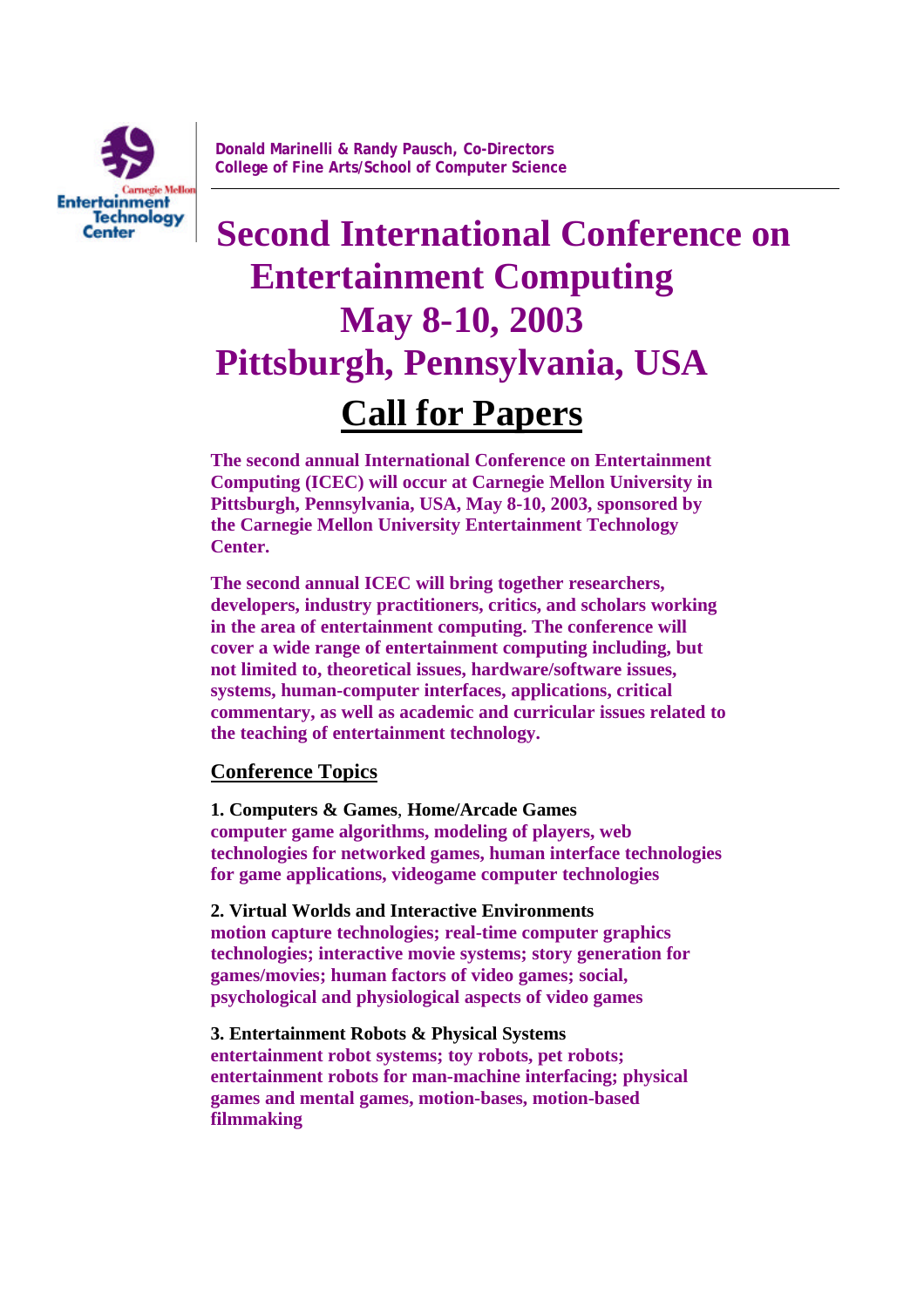Carnegie Mellon Entertainment Technology Center

**Donald Marinelli & Randy Pausch, Co-Directors**
**College of Fine Arts/School of Computer Science**

# Second International Conference on Entertainment Computing May 8-10, 2003 Pittsburgh, Pennsylvania, USA

## Call for Papers

**The second annual International Conference on Entertainment Computing (ICEC) will occur at Carnegie Mellon University in Pittsburgh, Pennsylvania, USA, May 8-10, 2003, sponsored by the Carnegie Mellon University Entertainment Technology Center.**

**The second annual ICEC will bring together researchers, developers, industry practitioners, critics, and scholars working in the area of entertainment computing. The conference will cover a wide range of entertainment computing including, but not limited to, theoretical issues, hardware/software issues, systems, human-computer interfaces, applications, critical commentary, as well as academic and curricular issues related to the teaching of entertainment technology.**

### Conference Topics

**1. Computers & Games**, **Home/Arcade Games**
**computer game algorithms, modeling of players, web technologies for networked games, human interface technologies for game applications, videogame computer technologies**

**2. Virtual Worlds and Interactive Environments**
**motion capture technologies; real-time computer graphics technologies; interactive movie systems; story generation for games/movies; human factors of video games; social, psychological and physiological aspects of video games**

**3. Entertainment Robots & Physical Systems**
**entertainment robot systems; toy robots, pet robots; entertainment robots for man-machine interfacing; physical games and mental games, motion-bases, motion-based filmmaking**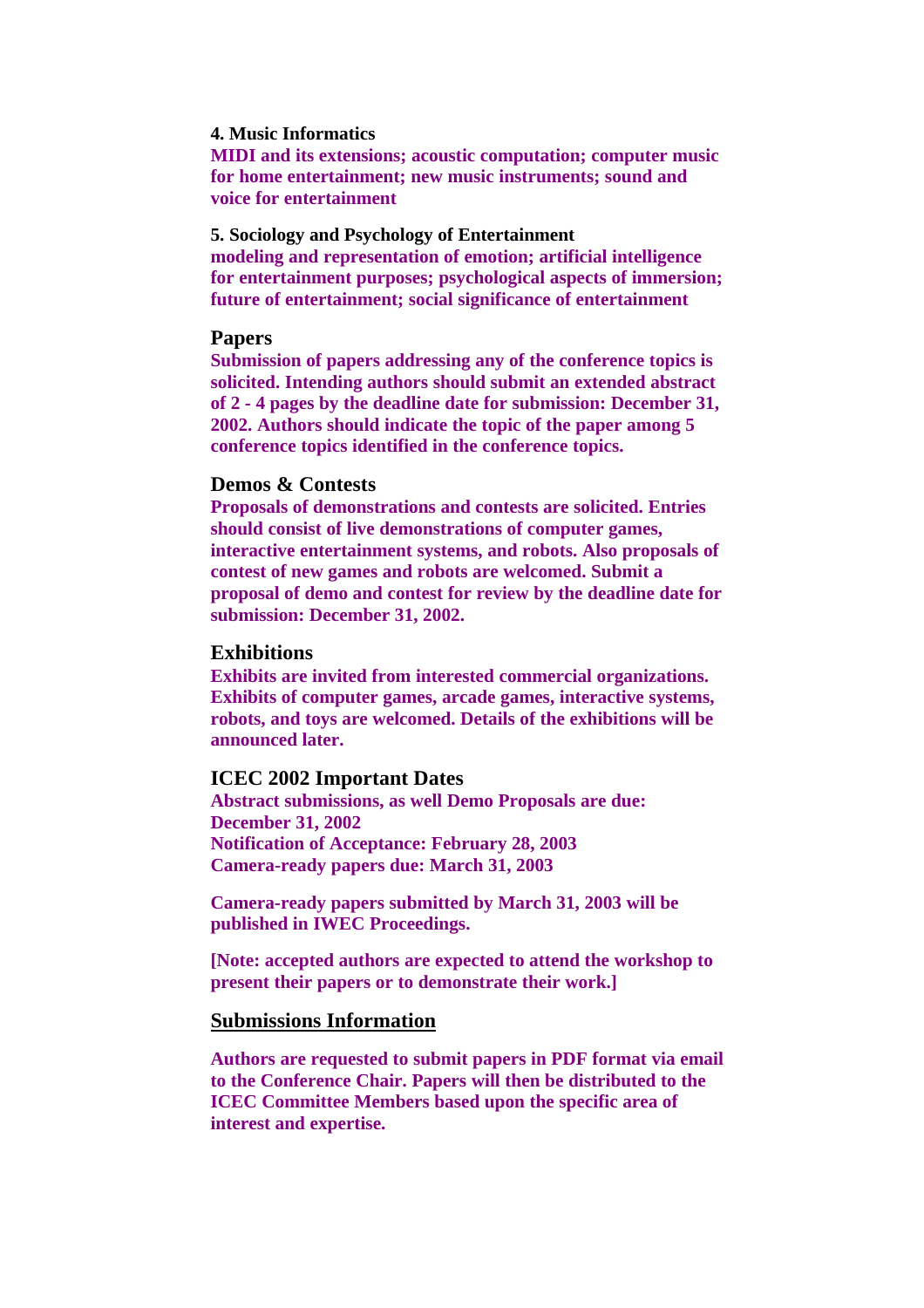**4. Music Informatics**

**MIDI and its extensions; acoustic computation; computer music for home entertainment; new music instruments; sound and voice for entertainment**

**5. Sociology and Psychology of Entertainment**

**modeling and representation of emotion; artificial intelligence for entertainment purposes; psychological aspects of immersion; future of entertainment; social significance of entertainment**

## Papers

**Submission of papers addressing any of the conference topics is solicited. Intending authors should submit an extended abstract of 2 - 4 pages by the deadline date for submission: December 31, 2002. Authors should indicate the topic of the paper among 5 conference topics identified in the conference topics.**

## Demos & Contests

**Proposals of demonstrations and contests are solicited. Entries should consist of live demonstrations of computer games, interactive entertainment systems, and robots. Also proposals of contest of new games and robots are welcomed. Submit a proposal of demo and contest for review by the deadline date for submission: December 31, 2002.**

## Exhibitions

**Exhibits are invited from interested commercial organizations. Exhibits of computer games, arcade games, interactive systems, robots, and toys are welcomed. Details of the exhibitions will be announced later.**

## ICEC 2002 Important Dates

**Abstract submissions, as well Demo Proposals are due: December 31, 2002**
**Notification of Acceptance: February 28, 2003**
**Camera-ready papers due: March 31, 2003**

**Camera-ready papers submitted by March 31, 2003 will be published in IWEC Proceedings.**

**[Note: accepted authors are expected to attend the workshop to present their papers or to demonstrate their work.]**

## Submissions Information

**Authors are requested to submit papers in PDF format via email to the Conference Chair. Papers will then be distributed to the ICEC Committee Members based upon the specific area of interest and expertise.**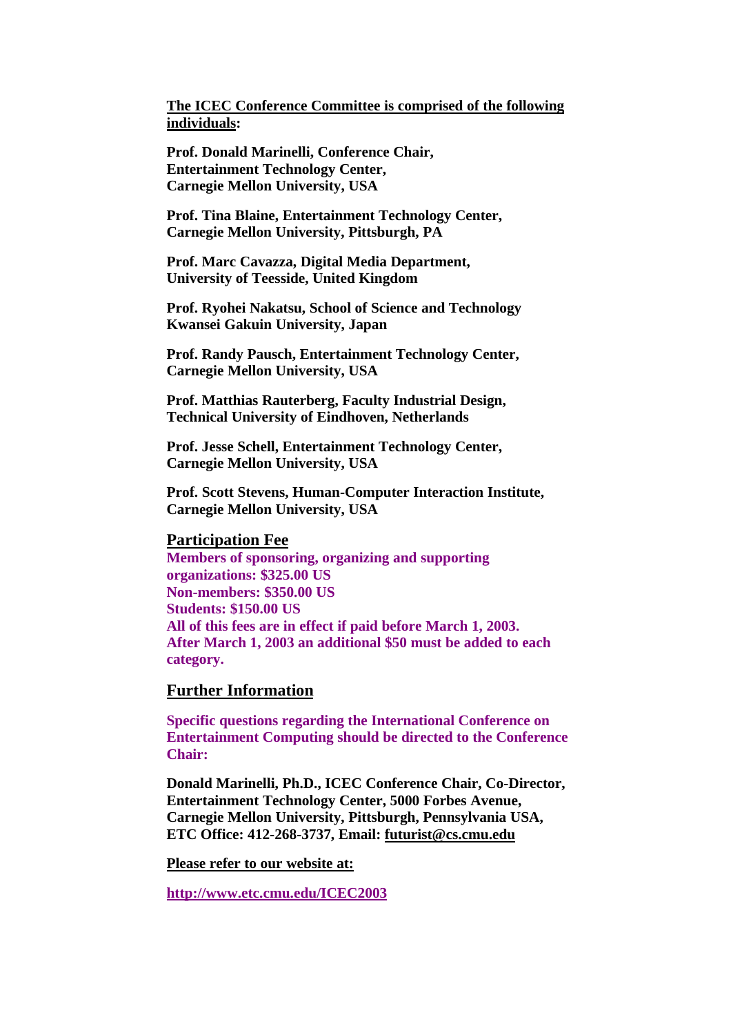**The ICEC Conference Committee is comprised of the following individuals:**

**Prof. Donald Marinelli, Conference Chair,
Entertainment Technology Center,
Carnegie Mellon University, USA**

**Prof. Tina Blaine, Entertainment Technology Center,
Carnegie Mellon University, Pittsburgh, PA**

**Prof. Marc Cavazza, Digital Media Department,
University of Teesside, United Kingdom**

**Prof. Ryohei Nakatsu, School of Science and Technology
Kwansei Gakuin University, Japan**

**Prof. Randy Pausch, Entertainment Technology Center,
Carnegie Mellon University, USA**

**Prof. Matthias Rauterberg, Faculty Industrial Design,
Technical University of Eindhoven, Netherlands**

**Prof. Jesse Schell, Entertainment Technology Center,
Carnegie Mellon University, USA**

**Prof. Scott Stevens, Human-Computer Interaction Institute,
Carnegie Mellon University, USA**

## Participation Fee

**Members of sponsoring, organizing and supporting organizations: $325.00 US
Non-members: $350.00 US
Students: $150.00 US
All of this fees are in effect if paid before March 1, 2003.
After March 1, 2003 an additional $50 must be added to each category.**

## Further Information

**Specific questions regarding the International Conference on Entertainment Computing should be directed to the Conference Chair:**

**Donald Marinelli, Ph.D., ICEC Conference Chair, Co-Director,
Entertainment Technology Center, 5000 Forbes Avenue,
Carnegie Mellon University, Pittsburgh, Pennsylvania USA,
ETC Office: 412-268-3737, Email: futurist@cs.cmu.edu**

**Please refer to our website at:**

**http://www.etc.cmu.edu/ICEC2003**